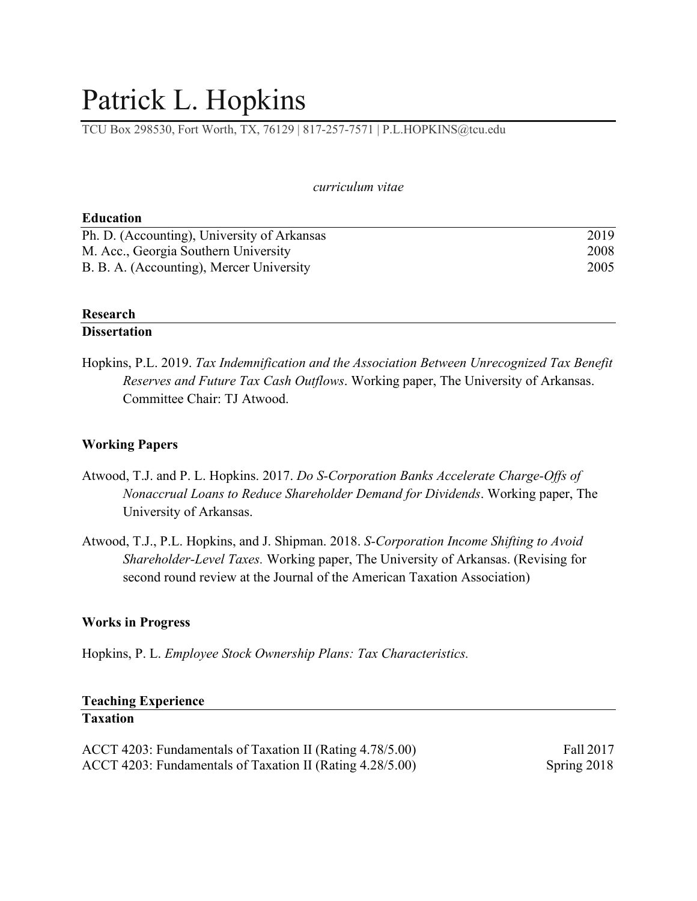# Patrick L. Hopkins

TCU Box 298530, Fort Worth, TX, 76129 | 817-257-7571 | P.L.HOPKINS@tcu.edu

*curriculum vitae*

## Education

| | |
|---|---|
| Ph. D. (Accounting), University of Arkansas | 2019 |
| M. Acc., Georgia Southern University | 2008 |
| B. B. A. (Accounting), Mercer University | 2005 |

## Research

### Dissertation

Hopkins, P.L. 2019. *Tax Indemnification and the Association Between Unrecognized Tax Benefit Reserves and Future Tax Cash Outflows*. Working paper, The University of Arkansas. Committee Chair: TJ Atwood.

### Working Papers

Atwood, T.J. and P. L. Hopkins. 2017. *Do S-Corporation Banks Accelerate Charge-Offs of Nonaccrual Loans to Reduce Shareholder Demand for Dividends*. Working paper, The University of Arkansas.

Atwood, T.J., P.L. Hopkins, and J. Shipman. 2018. *S-Corporation Income Shifting to Avoid Shareholder-Level Taxes.* Working paper, The University of Arkansas. (Revising for second round review at the Journal of the American Taxation Association)

### Works in Progress

Hopkins, P. L. *Employee Stock Ownership Plans: Tax Characteristics.*

## Teaching Experience

### Taxation

| | |
|---|---|
| ACCT 4203: Fundamentals of Taxation II (Rating 4.78/5.00) | Fall 2017 |
| ACCT 4203: Fundamentals of Taxation II (Rating 4.28/5.00) | Spring 2018 |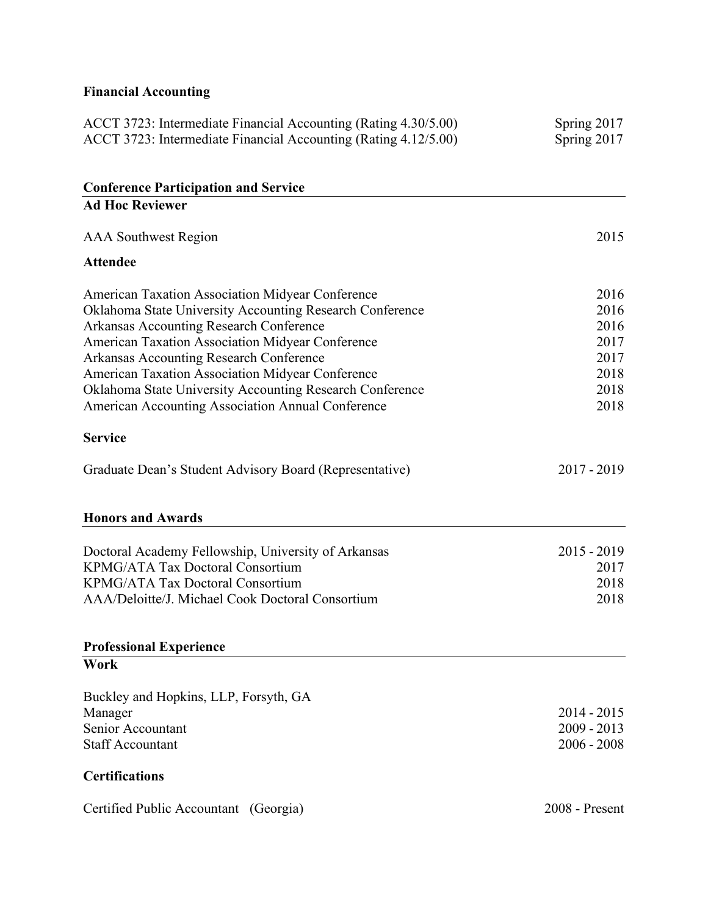### Financial Accounting

ACCT 3723: Intermediate Financial Accounting (Rating 4.30/5.00) Spring 2017
ACCT 3723: Intermediate Financial Accounting (Rating 4.12/5.00) Spring 2017

## Conference Participation and Service

### Ad Hoc Reviewer

AAA Southwest Region 2015

### Attendee

American Taxation Association Midyear Conference 2016
Oklahoma State University Accounting Research Conference 2016
Arkansas Accounting Research Conference 2016
American Taxation Association Midyear Conference 2017
Arkansas Accounting Research Conference 2017
American Taxation Association Midyear Conference 2018
Oklahoma State University Accounting Research Conference 2018
American Accounting Association Annual Conference 2018

### Service

Graduate Dean's Student Advisory Board (Representative) 2017 - 2019

## Honors and Awards

Doctoral Academy Fellowship, University of Arkansas 2015 - 2019
KPMG/ATA Tax Doctoral Consortium 2017
KPMG/ATA Tax Doctoral Consortium 2018
AAA/Deloitte/J. Michael Cook Doctoral Consortium 2018

## Professional Experience

### Work

Buckley and Hopkins, LLP, Forsyth, GA
Manager 2014 - 2015
Senior Accountant 2009 - 2013
Staff Accountant 2006 - 2008

### Certifications

Certified Public Accountant (Georgia) 2008 - Present